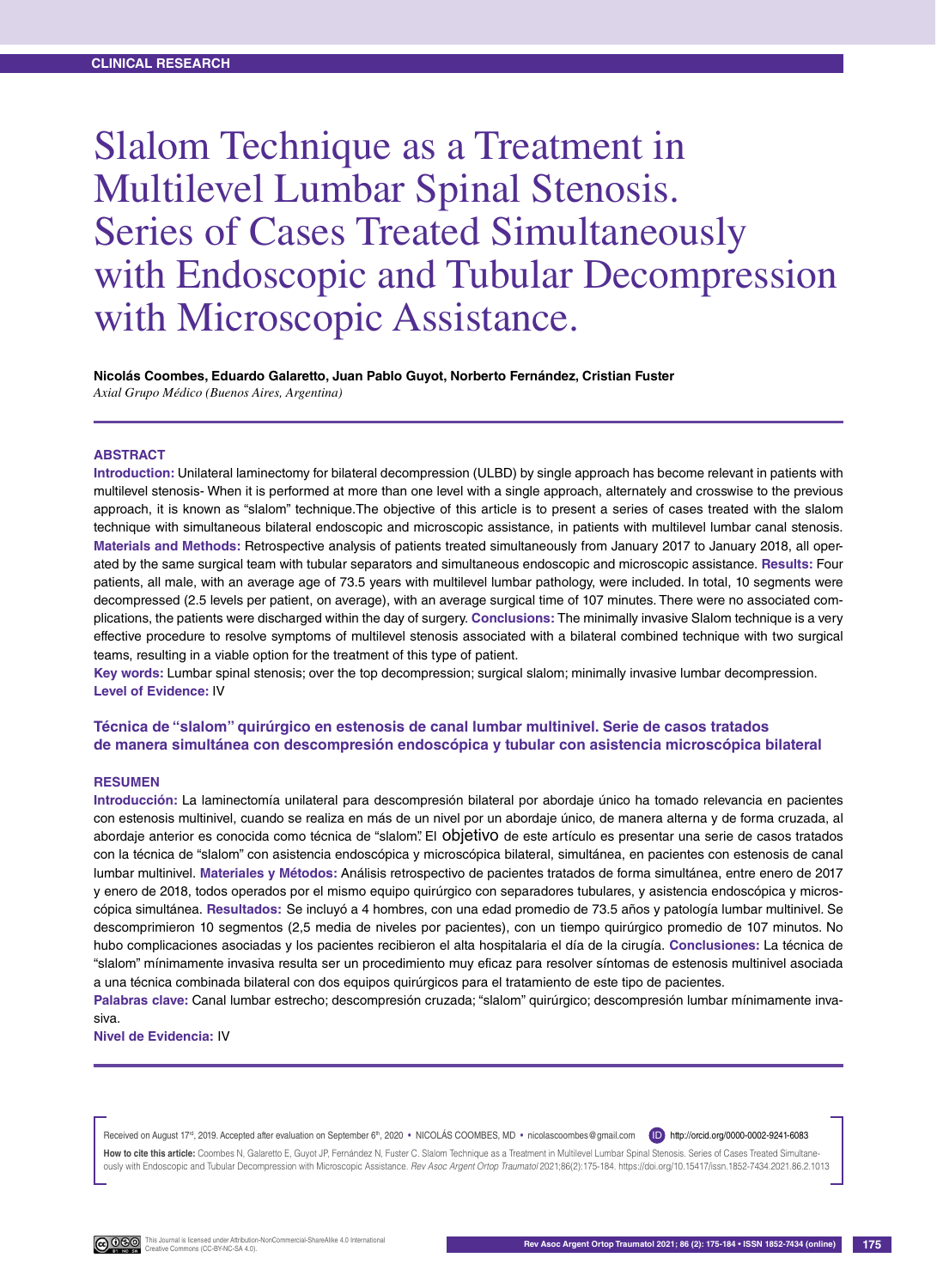CLINICAL RESEARCH

# Slalom Technique as a Treatment in Multilevel Lumbar Spinal Stenosis. Series of Cases Treated Simultaneously with Endoscopic and Tubular Decompression with Microscopic Assistance.

**Nicolás Coombes, Eduardo Galaretto, Juan Pablo Guyot, Norberto Fernández, Cristian Fuster**

*Axial Grupo Médico (Buenos Aires, Argentina)*

## ABSTRACT

**Introduction:** Unilateral laminectomy for bilateral decompression (ULBD) by single approach has become relevant in patients with multilevel stenosis- When it is performed at more than one level with a single approach, alternately and crosswise to the previous approach, it is known as "slalom" technique.The objective of this article is to present a series of cases treated with the slalom technique with simultaneous bilateral endoscopic and microscopic assistance, in patients with multilevel lumbar canal stenosis. **Materials and Methods:** Retrospective analysis of patients treated simultaneously from January 2017 to January 2018, all operated by the same surgical team with tubular separators and simultaneous endoscopic and microscopic assistance. **Results:** Four patients, all male, with an average age of 73.5 years with multilevel lumbar pathology, were included. In total, 10 segments were decompressed (2.5 levels per patient, on average), with an average surgical time of 107 minutes. There were no associated complications, the patients were discharged within the day of surgery. **Conclusions:** The minimally invasive Slalom technique is a very effective procedure to resolve symptoms of multilevel stenosis associated with a bilateral combined technique with two surgical teams, resulting in a viable option for the treatment of this type of patient.

**Key words:** Lumbar spinal stenosis; over the top decompression; surgical slalom; minimally invasive lumbar decompression.

**Level of Evidence:** IV

### Técnica de "slalom" quirúrgico en estenosis de canal lumbar multinivel. Serie de casos tratados de manera simultánea con descompresión endoscópica y tubular con asistencia microscópica bilateral

## RESUMEN

**Introducción:** La laminectomía unilateral para descompresión bilateral por abordaje único ha tomado relevancia en pacientes con estenosis multinivel, cuando se realiza en más de un nivel por un abordaje único, de manera alterna y de forma cruzada, al abordaje anterior es conocida como técnica de "slalom". El objetivo de este artículo es presentar una serie de casos tratados con la técnica de "slalom" con asistencia endoscópica y microscópica bilateral, simultánea, en pacientes con estenosis de canal lumbar multinivel. **Materiales y Métodos:** Análisis retrospectivo de pacientes tratados de forma simultánea, entre enero de 2017 y enero de 2018, todos operados por el mismo equipo quirúrgico con separadores tubulares, y asistencia endoscópica y microscópica simultánea. **Resultados:** Se incluyó a 4 hombres, con una edad promedio de 73.5 años y patología lumbar multinivel. Se descomprimieron 10 segmentos (2,5 media de niveles por pacientes), con un tiempo quirúrgico promedio de 107 minutos. No hubo complicaciones asociadas y los pacientes recibieron el alta hospitalaria el día de la cirugía. **Conclusiones:** La técnica de "slalom" mínimamente invasiva resulta ser un procedimiento muy eficaz para resolver síntomas de estenosis multinivel asociada a una técnica combinada bilateral con dos equipos quirúrgicos para el tratamiento de este tipo de pacientes.

**Palabras clave:** Canal lumbar estrecho; descompresión cruzada; "slalom" quirúrgico; descompresión lumbar mínimamente invasiva.

**Nivel de Evidencia:** IV

Received on August 17th, 2019. Accepted after evaluation on September 6th, 2020 • NICOLÁS COOMBES, MD • nicolascoombes@gmail.com  http://orcid.org/0000-0002-9241-6083

**How to cite this article:** Coombes N, Galaretto E, Guyot JP, Fernández N, Fuster C. Slalom Technique as a Treatment in Multilevel Lumbar Spinal Stenosis. Series of Cases Treated Simultaneously with Endoscopic and Tubular Decompression with Microscopic Assistance. *Rev Asoc Argent Ortop Traumatol* 2021;86(2):175-184. https://doi.org/10.15417/issn.1852-7434.2021.86.2.1013

This Journal is licensed under Attribution-NonCommercial-ShareAlike 4.0 International Creative Commons (CC-BY-NC-SA 4.0).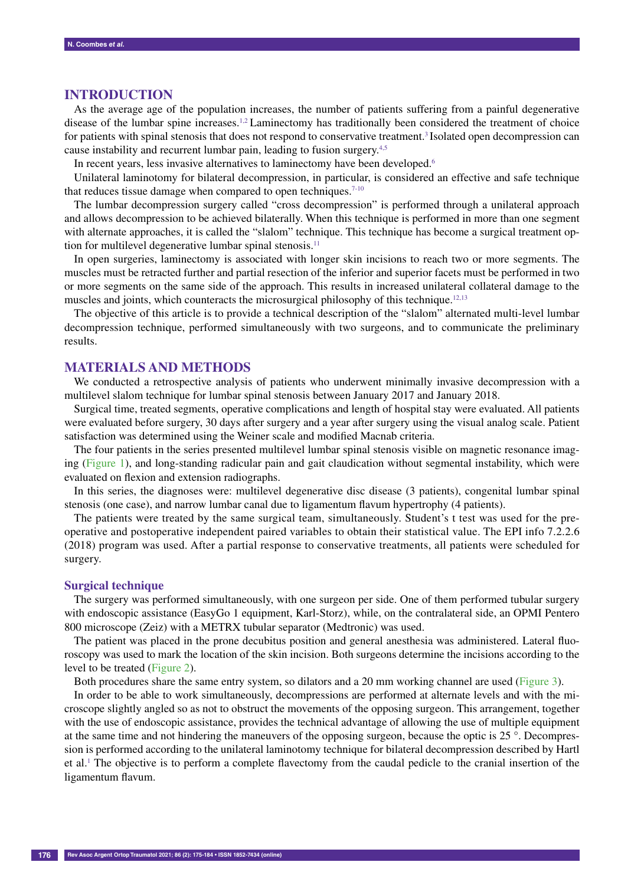## INTRODUCTION

As the average age of the population increases, the number of patients suffering from a painful degenerative disease of the lumbar spine increases.[1,2] Laminectomy has traditionally been considered the treatment of choice for patients with spinal stenosis that does not respond to conservative treatment.[3] Isolated open decompression can cause instability and recurrent lumbar pain, leading to fusion surgery.[4,5]

In recent years, less invasive alternatives to laminectomy have been developed.[6]

Unilateral laminotomy for bilateral decompression, in particular, is considered an effective and safe technique that reduces tissue damage when compared to open techniques.[7-10]

The lumbar decompression surgery called "cross decompression" is performed through a unilateral approach and allows decompression to be achieved bilaterally. When this technique is performed in more than one segment with alternate approaches, it is called the "slalom" technique. This technique has become a surgical treatment option for multilevel degenerative lumbar spinal stenosis.[11]

In open surgeries, laminectomy is associated with longer skin incisions to reach two or more segments. The muscles must be retracted further and partial resection of the inferior and superior facets must be performed in two or more segments on the same side of the approach. This results in increased unilateral collateral damage to the muscles and joints, which counteracts the microsurgical philosophy of this technique.[12,13]

The objective of this article is to provide a technical description of the "slalom" alternated multi-level lumbar decompression technique, performed simultaneously with two surgeons, and to communicate the preliminary results.

## MATERIALS AND METHODS

We conducted a retrospective analysis of patients who underwent minimally invasive decompression with a multilevel slalom technique for lumbar spinal stenosis between January 2017 and January 2018.

Surgical time, treated segments, operative complications and length of hospital stay were evaluated. All patients were evaluated before surgery, 30 days after surgery and a year after surgery using the visual analog scale. Patient satisfaction was determined using the Weiner scale and modified Macnab criteria.

The four patients in the series presented multilevel lumbar spinal stenosis visible on magnetic resonance imaging (Figure 1), and long-standing radicular pain and gait claudication without segmental instability, which were evaluated on flexion and extension radiographs.

In this series, the diagnoses were: multilevel degenerative disc disease (3 patients), congenital lumbar spinal stenosis (one case), and narrow lumbar canal due to ligamentum flavum hypertrophy (4 patients).

The patients were treated by the same surgical team, simultaneously. Student's t test was used for the preoperative and postoperative independent paired variables to obtain their statistical value. The EPI info 7.2.2.6 (2018) program was used. After a partial response to conservative treatments, all patients were scheduled for surgery.

### Surgical technique

The surgery was performed simultaneously, with one surgeon per side. One of them performed tubular surgery with endoscopic assistance (EasyGo 1 equipment, Karl-Storz), while, on the contralateral side, an OPMI Pentero 800 microscope (Zeiz) with a METRX tubular separator (Medtronic) was used.

The patient was placed in the prone decubitus position and general anesthesia was administered. Lateral fluoroscopy was used to mark the location of the skin incision. Both surgeons determine the incisions according to the level to be treated (Figure 2).

Both procedures share the same entry system, so dilators and a 20 mm working channel are used (Figure 3).

In order to be able to work simultaneously, decompressions are performed at alternate levels and with the microscope slightly angled so as not to obstruct the movements of the opposing surgeon. This arrangement, together with the use of endoscopic assistance, provides the technical advantage of allowing the use of multiple equipment at the same time and not hindering the maneuvers of the opposing surgeon, because the optic is 25 °. Decompression is performed according to the unilateral laminotomy technique for bilateral decompression described by Hartl et al.[1] The objective is to perform a complete flavectomy from the caudal pedicle to the cranial insertion of the ligamentum flavum.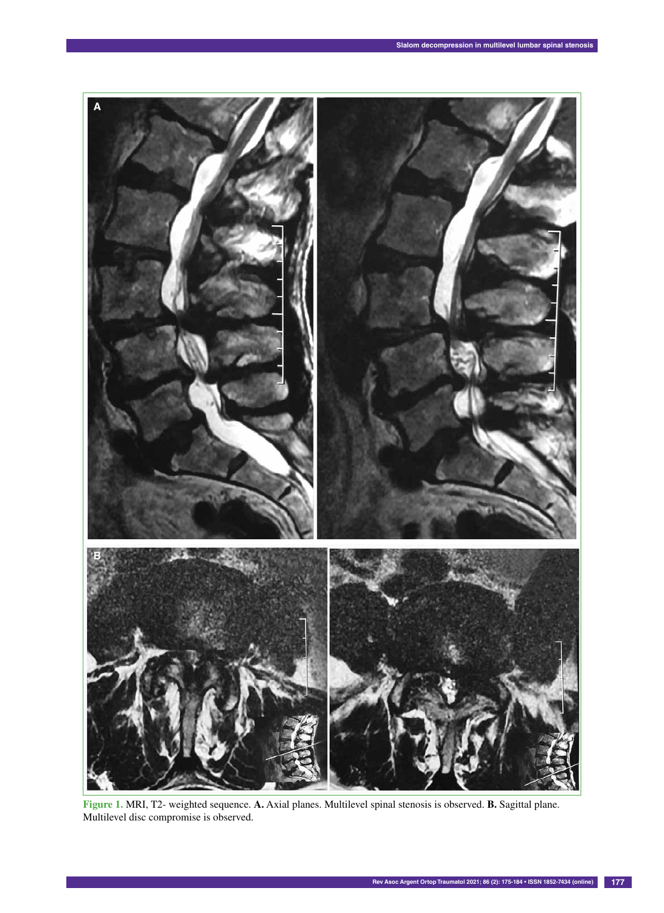**Figure 1.** MRI, T2- weighted sequence. **A.** Axial planes. Multilevel spinal stenosis is observed. **B.** Sagittal plane. Multilevel disc compromise is observed.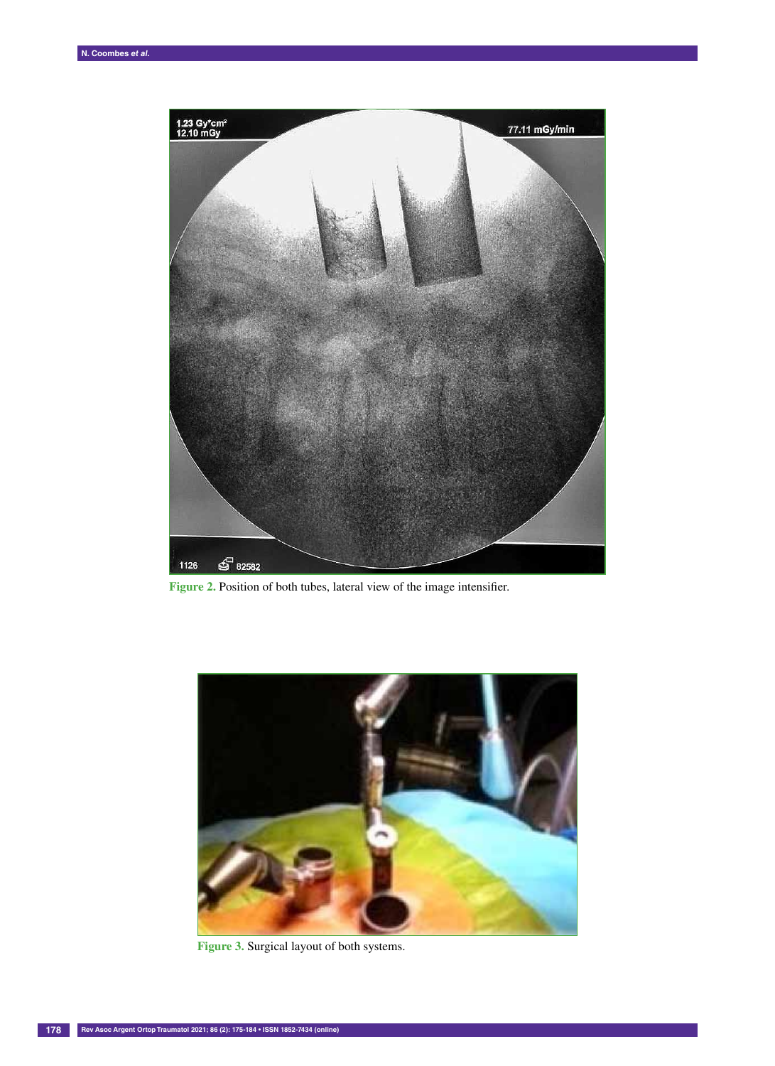Figure 2. Position of both tubes, lateral view of the image intensifier.

Figure 3. Surgical layout of both systems.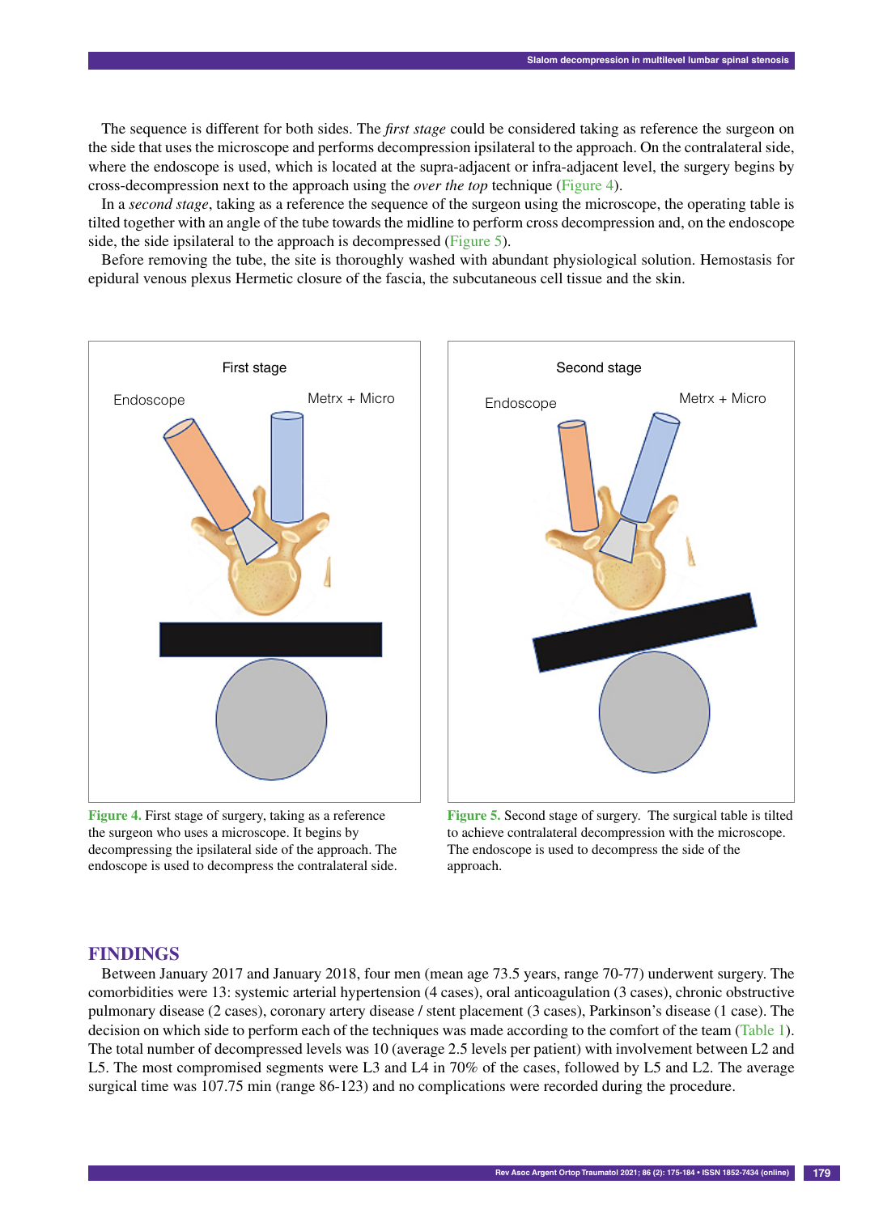The sequence is different for both sides. The *first stage* could be considered taking as reference the surgeon on the side that uses the microscope and performs decompression ipsilateral to the approach. On the contralateral side, where the endoscope is used, which is located at the supra-adjacent or infra-adjacent level, the surgery begins by cross-decompression next to the approach using the *over the top* technique (Figure 4).

In a *second stage*, taking as a reference the sequence of the surgeon using the microscope, the operating table is tilted together with an angle of the tube towards the midline to perform cross decompression and, on the endoscope side, the side ipsilateral to the approach is decompressed (Figure 5).

Before removing the tube, the site is thoroughly washed with abundant physiological solution. Hemostasis for epidural venous plexus Hermetic closure of the fascia, the subcutaneous cell tissue and the skin.

**Figure 4.** First stage of surgery, taking as a reference the surgeon who uses a microscope. It begins by decompressing the ipsilateral side of the approach. The endoscope is used to decompress the contralateral side.

**Figure 5.** Second stage of surgery. The surgical table is tilted to achieve contralateral decompression with the microscope. The endoscope is used to decompress the side of the approach.

## FINDINGS

Between January 2017 and January 2018, four men (mean age 73.5 years, range 70-77) underwent surgery. The comorbidities were 13: systemic arterial hypertension (4 cases), oral anticoagulation (3 cases), chronic obstructive pulmonary disease (2 cases), coronary artery disease / stent placement (3 cases), Parkinson's disease (1 case). The decision on which side to perform each of the techniques was made according to the comfort of the team (Table 1). The total number of decompressed levels was 10 (average 2.5 levels per patient) with involvement between L2 and L5. The most compromised segments were L3 and L4 in 70% of the cases, followed by L5 and L2. The average surgical time was 107.75 min (range 86-123) and no complications were recorded during the procedure.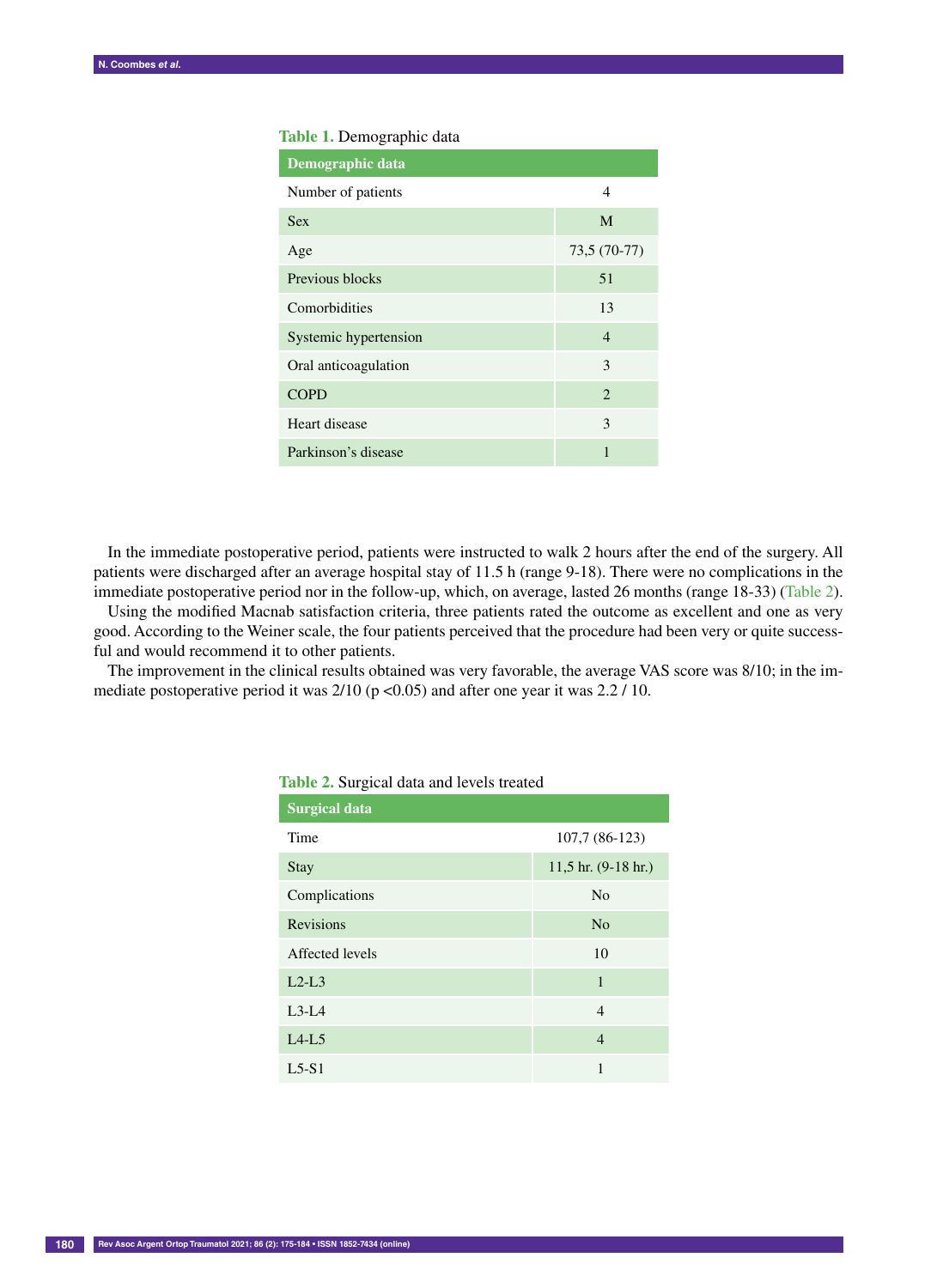**Table 1.** Demographic data

| Demographic data | |
|---|---|
| Number of patients | 4 |
| Sex | M |
| Age | 73,5 (70-77) |
| Previous blocks | 51 |
| Comorbidities | 13 |
| Systemic hypertension | 4 |
| Oral anticoagulation | 3 |
| COPD | 2 |
| Heart disease | 3 |
| Parkinson's disease | 1 |

In the immediate postoperative period, patients were instructed to walk 2 hours after the end of the surgery. All patients were discharged after an average hospital stay of 11.5 h (range 9-18). There were no complications in the immediate postoperative period nor in the follow-up, which, on average, lasted 26 months (range 18-33) (Table 2).

Using the modified Macnab satisfaction criteria, three patients rated the outcome as excellent and one as very good. According to the Weiner scale, the four patients perceived that the procedure had been very or quite successful and would recommend it to other patients.

The improvement in the clinical results obtained was very favorable, the average VAS score was 8/10; in the immediate postoperative period it was 2/10 ($p < 0.05$) and after one year it was 2.2 / 10.

**Table 2.** Surgical data and levels treated

| Surgical data | |
|---|---|
| Time | 107,7 (86-123) |
| Stay | 11,5 hr. (9-18 hr.) |
| Complications | No |
| Revisions | No |
| Affected levels | 10 |
| L2-L3 | 1 |
| L3-L4 | 4 |
| L4-L5 | 4 |
| L5-S1 | 1 |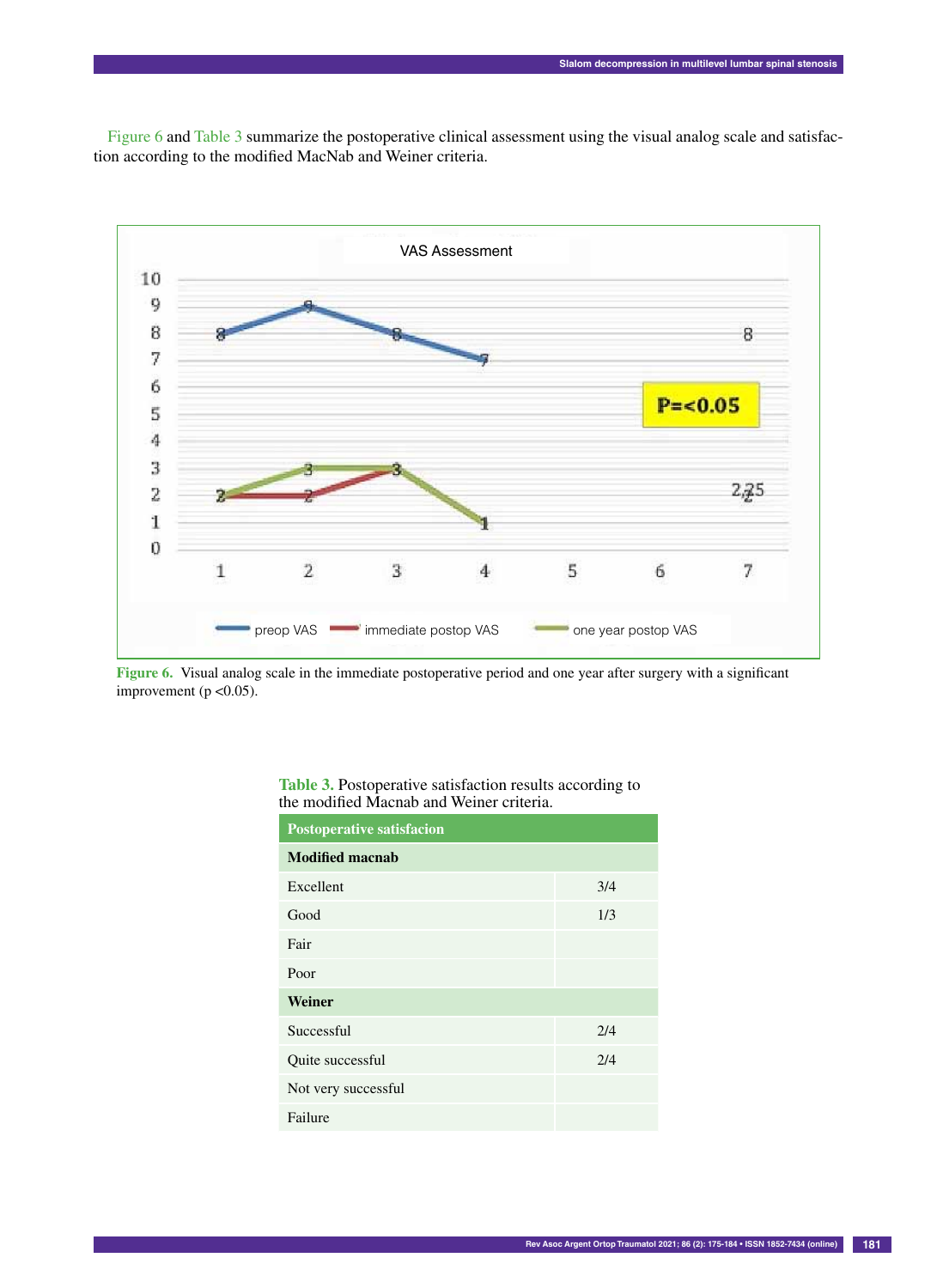Figure 6 and Table 3 summarize the postoperative clinical assessment using the visual analog scale and satisfaction according to the modified MacNab and Weiner criteria.

**Figure 6.** Visual analog scale in the immediate postoperative period and one year after surgery with a significant improvement (p <0.05).

**Table 3.** Postoperative satisfaction results according to the modified Macnab and Weiner criteria.

| Postoperative satisfacion | |
|---|---|
| **Modified macnab** | |
| Excellent | 3/4 |
| Good | 1/3 |
| Fair | |
| Poor | |
| **Weiner** | |
| Successful | 2/4 |
| Quite successful | 2/4 |
| Not very successful | |
| Failure | |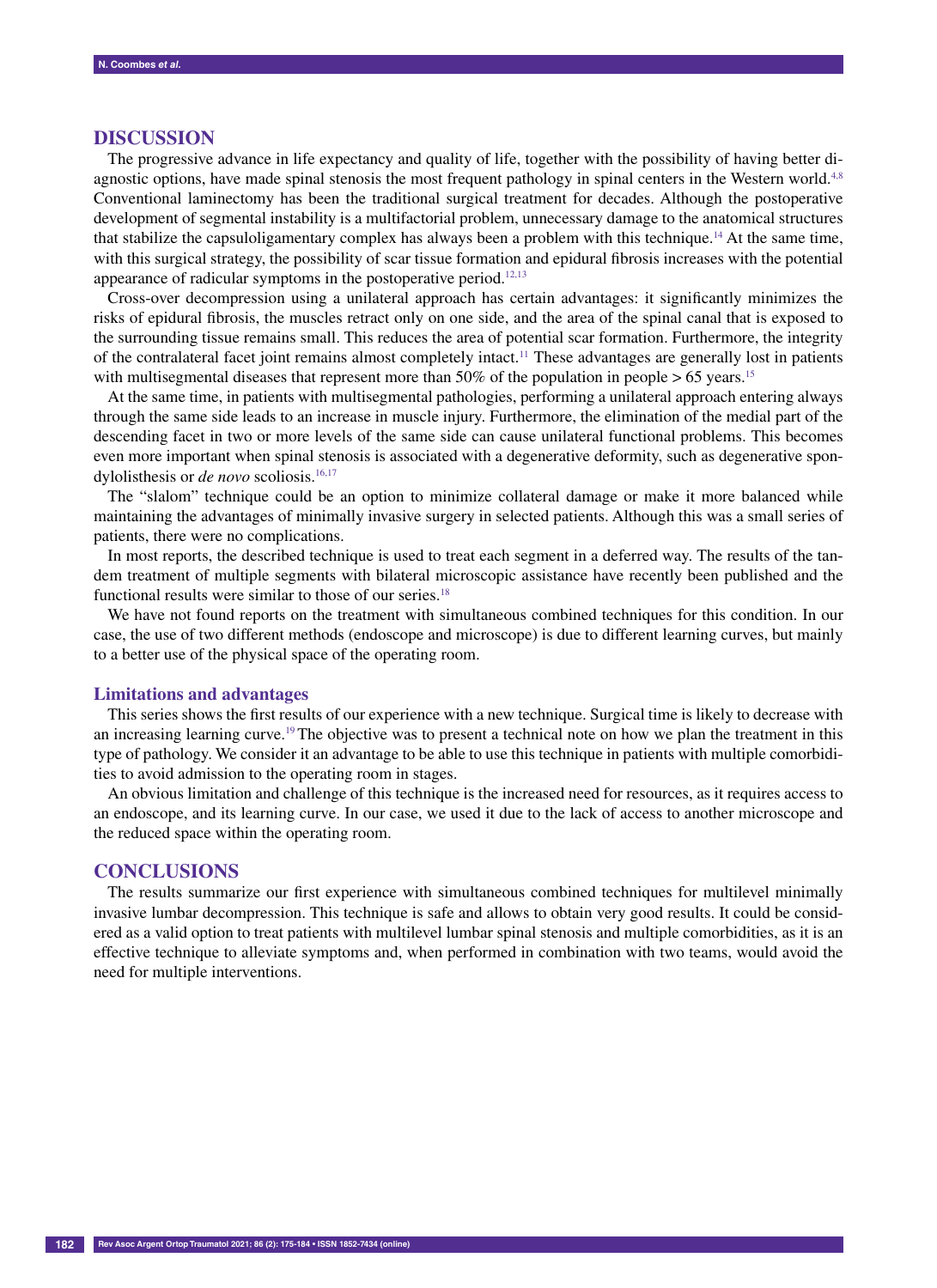## DISCUSSION

The progressive advance in life expectancy and quality of life, together with the possibility of having better diagnostic options, have made spinal stenosis the most frequent pathology in spinal centers in the Western world.[4,8] Conventional laminectomy has been the traditional surgical treatment for decades. Although the postoperative development of segmental instability is a multifactorial problem, unnecessary damage to the anatomical structures that stabilize the capsuloligamentary complex has always been a problem with this technique.[14] At the same time, with this surgical strategy, the possibility of scar tissue formation and epidural fibrosis increases with the potential appearance of radicular symptoms in the postoperative period.[12,13]

Cross-over decompression using a unilateral approach has certain advantages: it significantly minimizes the risks of epidural fibrosis, the muscles retract only on one side, and the area of the spinal canal that is exposed to the surrounding tissue remains small. This reduces the area of potential scar formation. Furthermore, the integrity of the contralateral facet joint remains almost completely intact.[11] These advantages are generally lost in patients with multisegmental diseases that represent more than 50% of the population in people > 65 years.[15]

At the same time, in patients with multisegmental pathologies, performing a unilateral approach entering always through the same side leads to an increase in muscle injury. Furthermore, the elimination of the medial part of the descending facet in two or more levels of the same side can cause unilateral functional problems. This becomes even more important when spinal stenosis is associated with a degenerative deformity, such as degenerative spondylolisthesis or *de novo* scoliosis.[16,17]

The "slalom" technique could be an option to minimize collateral damage or make it more balanced while maintaining the advantages of minimally invasive surgery in selected patients. Although this was a small series of patients, there were no complications.

In most reports, the described technique is used to treat each segment in a deferred way. The results of the tandem treatment of multiple segments with bilateral microscopic assistance have recently been published and the functional results were similar to those of our series.[18]

We have not found reports on the treatment with simultaneous combined techniques for this condition. In our case, the use of two different methods (endoscope and microscope) is due to different learning curves, but mainly to a better use of the physical space of the operating room.

### Limitations and advantages

This series shows the first results of our experience with a new technique. Surgical time is likely to decrease with an increasing learning curve.[19] The objective was to present a technical note on how we plan the treatment in this type of pathology. We consider it an advantage to be able to use this technique in patients with multiple comorbidities to avoid admission to the operating room in stages.

An obvious limitation and challenge of this technique is the increased need for resources, as it requires access to an endoscope, and its learning curve. In our case, we used it due to the lack of access to another microscope and the reduced space within the operating room.

## CONCLUSIONS

The results summarize our first experience with simultaneous combined techniques for multilevel minimally invasive lumbar decompression. This technique is safe and allows to obtain very good results. It could be considered as a valid option to treat patients with multilevel lumbar spinal stenosis and multiple comorbidities, as it is an effective technique to alleviate symptoms and, when performed in combination with two teams, would avoid the need for multiple interventions.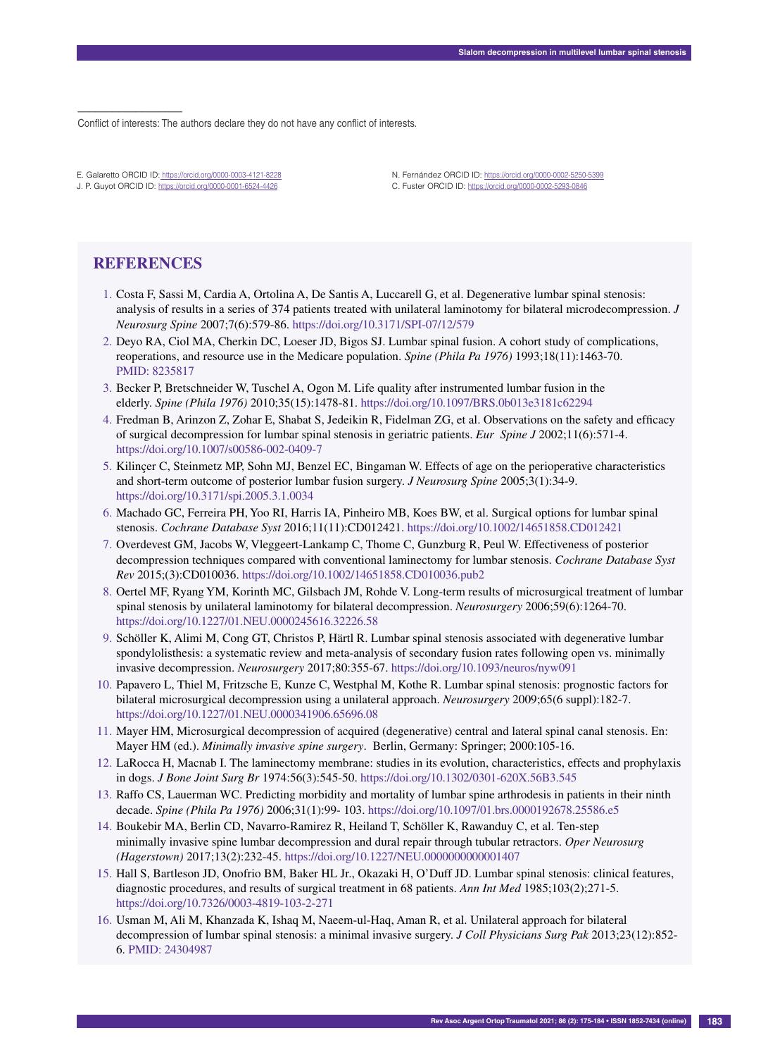Conflict of interests: The authors declare they do not have any conflict of interests.

E. Galaretto ORCID ID: https://orcid.org/0000-0003-4121-8228
J. P. Guyot ORCID ID: https://orcid.org/0000-0001-6524-4426
N. Fernández ORCID ID: https://orcid.org/0000-0002-5250-5399
C. Fuster ORCID ID: https://orcid.org/0000-0002-5293-0846

## REFERENCES

1. Costa F, Sassi M, Cardia A, Ortolina A, De Santis A, Luccarell G, et al. Degenerative lumbar spinal stenosis: analysis of results in a series of 374 patients treated with unilateral laminotomy for bilateral microdecompression. *J Neurosurg Spine* 2007;7(6):579-86. https://doi.org/10.3171/SPI-07/12/579
2. Deyo RA, Ciol MA, Cherkin DC, Loeser JD, Bigos SJ. Lumbar spinal fusion. A cohort study of complications, reoperations, and resource use in the Medicare population. *Spine (Phila Pa 1976)* 1993;18(11):1463-70. PMID: 8235817
3. Becker P, Bretschneider W, Tuschel A, Ogon M. Life quality after instrumented lumbar fusion in the elderly. *Spine (Phila 1976)* 2010;35(15):1478-81. https://doi.org/10.1097/BRS.0b013e3181c62294
4. Fredman B, Arinzon Z, Zohar E, Shabat S, Jedeikin R, Fidelman ZG, et al. Observations on the safety and efficacy of surgical decompression for lumbar spinal stenosis in geriatric patients. *Eur Spine J* 2002;11(6):571-4. https://doi.org/10.1007/s00586-002-0409-7
5. Kilinçer C, Steinmetz MP, Sohn MJ, Benzel EC, Bingaman W. Effects of age on the perioperative characteristics and short-term outcome of posterior lumbar fusion surgery. *J Neurosurg Spine* 2005;3(1):34-9. https://doi.org/10.3171/spi.2005.3.1.0034
6. Machado GC, Ferreira PH, Yoo RI, Harris IA, Pinheiro MB, Koes BW, et al. Surgical options for lumbar spinal stenosis. *Cochrane Database Syst* 2016;11(11):CD012421. https://doi.org/10.1002/14651858.CD012421
7. Overdevest GM, Jacobs W, Vleggeert-Lankamp C, Thome C, Gunzburg R, Peul W. Effectiveness of posterior decompression techniques compared with conventional laminectomy for lumbar stenosis. *Cochrane Database Syst Rev* 2015;(3):CD010036. https://doi.org/10.1002/14651858.CD010036.pub2
8. Oertel MF, Ryang YM, Korinth MC, Gilsbach JM, Rohde V. Long-term results of microsurgical treatment of lumbar spinal stenosis by unilateral laminotomy for bilateral decompression. *Neurosurgery* 2006;59(6):1264-70. https://doi.org/10.1227/01.NEU.0000245616.32226.58
9. Schöller K, Alimi M, Cong GT, Christos P, Härtl R. Lumbar spinal stenosis associated with degenerative lumbar spondylolisthesis: a systematic review and meta-analysis of secondary fusion rates following open vs. minimally invasive decompression. *Neurosurgery* 2017;80:355-67. https://doi.org/10.1093/neuros/nyw091
10. Papavero L, Thiel M, Fritzsche E, Kunze C, Westphal M, Kothe R. Lumbar spinal stenosis: prognostic factors for bilateral microsurgical decompression using a unilateral approach. *Neurosurgery* 2009;65(6 suppl):182-7. https://doi.org/10.1227/01.NEU.0000341906.65696.08
11. Mayer HM, Microsurgical decompression of acquired (degenerative) central and lateral spinal canal stenosis. En: Mayer HM (ed.). *Minimally invasive spine surgery*. Berlin, Germany: Springer; 2000:105-16.
12. LaRocca H, Macnab I. The laminectomy membrane: studies in its evolution, characteristics, effects and prophylaxis in dogs. *J Bone Joint Surg Br* 1974:56(3):545-50. https://doi.org/10.1302/0301-620X.56B3.545
13. Raffo CS, Lauerman WC. Predicting morbidity and mortality of lumbar spine arthrodesis in patients in their ninth decade. *Spine (Phila Pa 1976)* 2006;31(1):99- 103. https://doi.org/10.1097/01.brs.0000192678.25586.e5
14. Boukebir MA, Berlin CD, Navarro-Ramirez R, Heiland T, Schöller K, Rawanduy C, et al. Ten-step minimally invasive spine lumbar decompression and dural repair through tubular retractors. *Oper Neurosurg (Hagerstown)* 2017;13(2):232-45. https://doi.org/10.1227/NEU.0000000000001407
15. Hall S, Bartleson JD, Onofrio BM, Baker HL Jr., Okazaki H, O'Duff JD. Lumbar spinal stenosis: clinical features, diagnostic procedures, and results of surgical treatment in 68 patients. *Ann Int Med* 1985;103(2);271-5. https://doi.org/10.7326/0003-4819-103-2-271
16. Usman M, Ali M, Khanzada K, Ishaq M, Naeem-ul-Haq, Aman R, et al. Unilateral approach for bilateral decompression of lumbar spinal stenosis: a minimal invasive surgery. *J Coll Physicians Surg Pak* 2013;23(12):852-6. PMID: 24304987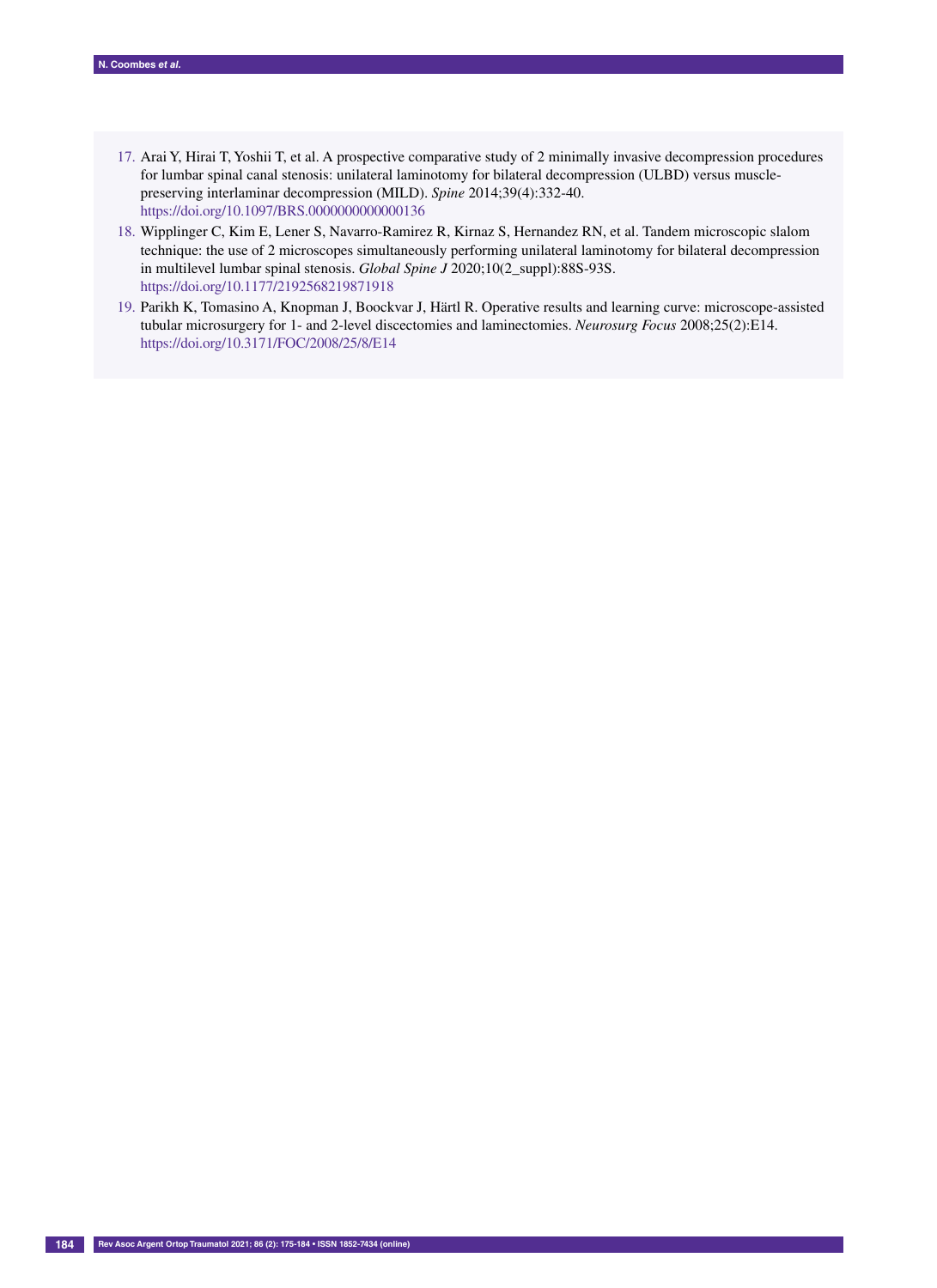17. Arai Y, Hirai T, Yoshii T, et al. A prospective comparative study of 2 minimally invasive decompression procedures for lumbar spinal canal stenosis: unilateral laminotomy for bilateral decompression (ULBD) versus muscle-preserving interlaminar decompression (MILD). *Spine* 2014;39(4):332-40. https://doi.org/10.1097/BRS.0000000000000136
18. Wipplinger C, Kim E, Lener S, Navarro-Ramirez R, Kirnaz S, Hernandez RN, et al. Tandem microscopic slalom technique: the use of 2 microscopes simultaneously performing unilateral laminotomy for bilateral decompression in multilevel lumbar spinal stenosis. *Global Spine J* 2020;10(2_suppl):88S-93S. https://doi.org/10.1177/2192568219871918
19. Parikh K, Tomasino A, Knopman J, Boockvar J, Härtl R. Operative results and learning curve: microscope-assisted tubular microsurgery for 1- and 2-level discectomies and laminectomies. *Neurosurg Focus* 2008;25(2):E14. https://doi.org/10.3171/FOC/2008/25/8/E14